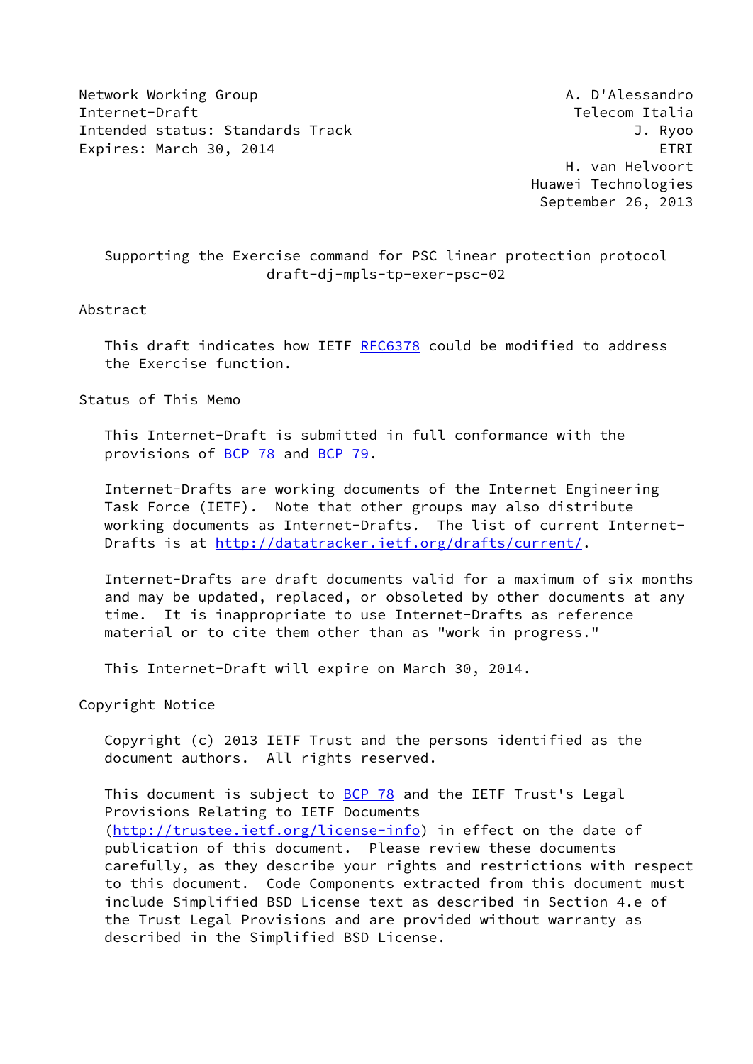Network Working Group A. D'Alessandro
Internet-Draft Telecom Italia
Intended status: Standards Track J. Ryoo
Expires: March 30, 2014 ETRI
H. van Helvoort
Huawei Technologies
September 26, 2013

# Supporting the Exercise command for PSC linear protection protocol
draft-dj-mpls-tp-exer-psc-02

## Abstract

This draft indicates how IETF RFC6378 could be modified to address the Exercise function.

## Status of This Memo

This Internet-Draft is submitted in full conformance with the provisions of BCP 78 and BCP 79.

Internet-Drafts are working documents of the Internet Engineering Task Force (IETF). Note that other groups may also distribute working documents as Internet-Drafts. The list of current Internet-Drafts is at http://datatracker.ietf.org/drafts/current/.

Internet-Drafts are draft documents valid for a maximum of six months and may be updated, replaced, or obsoleted by other documents at any time. It is inappropriate to use Internet-Drafts as reference material or to cite them other than as "work in progress."

This Internet-Draft will expire on March 30, 2014.

## Copyright Notice

Copyright (c) 2013 IETF Trust and the persons identified as the document authors. All rights reserved.

This document is subject to BCP 78 and the IETF Trust's Legal Provisions Relating to IETF Documents (http://trustee.ietf.org/license-info) in effect on the date of publication of this document. Please review these documents carefully, as they describe your rights and restrictions with respect to this document. Code Components extracted from this document must include Simplified BSD License text as described in Section 4.e of the Trust Legal Provisions and are provided without warranty as described in the Simplified BSD License.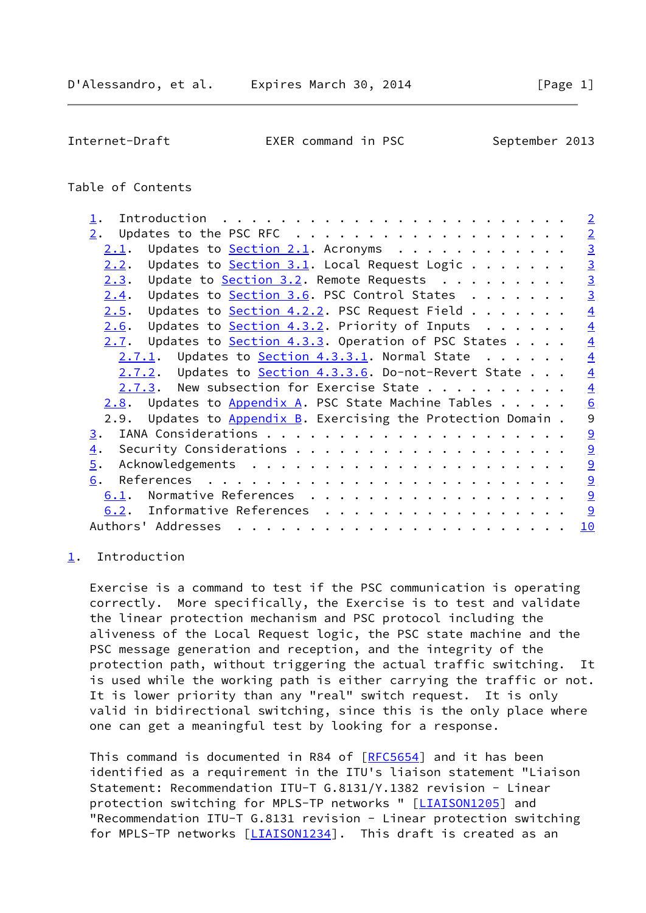Table of Contents

1. Introduction . . . . . . . . . . . . . . . . . . . . . . . . 2
2. Updates to the PSC RFC . . . . . . . . . . . . . . . . . . . 2
   2.1. Updates to Section 2.1. Acronyms . . . . . . . . . . . . 3
   2.2. Updates to Section 3.1. Local Request Logic . . . . . . . 3
   2.3. Update to Section 3.2. Remote Requests . . . . . . . . . 3
   2.4. Updates to Section 3.6. PSC Control States . . . . . . . 3
   2.5. Updates to Section 4.2.2. PSC Request Field . . . . . . . 4
   2.6. Updates to Section 4.3.2. Priority of Inputs . . . . . . 4
   2.7. Updates to Section 4.3.3. Operation of PSC States . . . . 4
      2.7.1. Updates to Section 4.3.3.1. Normal State . . . . . . 4
      2.7.2. Updates to Section 4.3.3.6. Do-not-Revert State . . . 4
      2.7.3. New subsection for Exercise State . . . . . . . . . . 4
   2.8. Updates to Appendix A. PSC State Machine Tables . . . . . 6
   2.9. Updates to Appendix B. Exercising the Protection Domain . 9
3. IANA Considerations . . . . . . . . . . . . . . . . . . . . . 9
4. Security Considerations . . . . . . . . . . . . . . . . . . . 9
5. Acknowledgements . . . . . . . . . . . . . . . . . . . . . . 9
6. References . . . . . . . . . . . . . . . . . . . . . . . . . 9
   6.1. Normative References . . . . . . . . . . . . . . . . . . 9
   6.2. Informative References . . . . . . . . . . . . . . . . . 9
Authors' Addresses . . . . . . . . . . . . . . . . . . . . . . . 10

## 1. Introduction

Exercise is a command to test if the PSC communication is operating correctly. More specifically, the Exercise is to test and validate the linear protection mechanism and PSC protocol including the aliveness of the Local Request logic, the PSC state machine and the PSC message generation and reception, and the integrity of the protection path, without triggering the actual traffic switching. It is used while the working path is either carrying the traffic or not. It is lower priority than any "real" switch request. It is only valid in bidirectional switching, since this is the only place where one can get a meaningful test by looking for a response.

This command is documented in R84 of [RFC5654] and it has been identified as a requirement in the ITU's liaison statement "Liaison Statement: Recommendation ITU-T G.8131/Y.1382 revision - Linear protection switching for MPLS-TP networks " [LIAISON1205] and "Recommendation ITU-T G.8131 revision - Linear protection switching for MPLS-TP networks [LIAISON1234]. This draft is created as an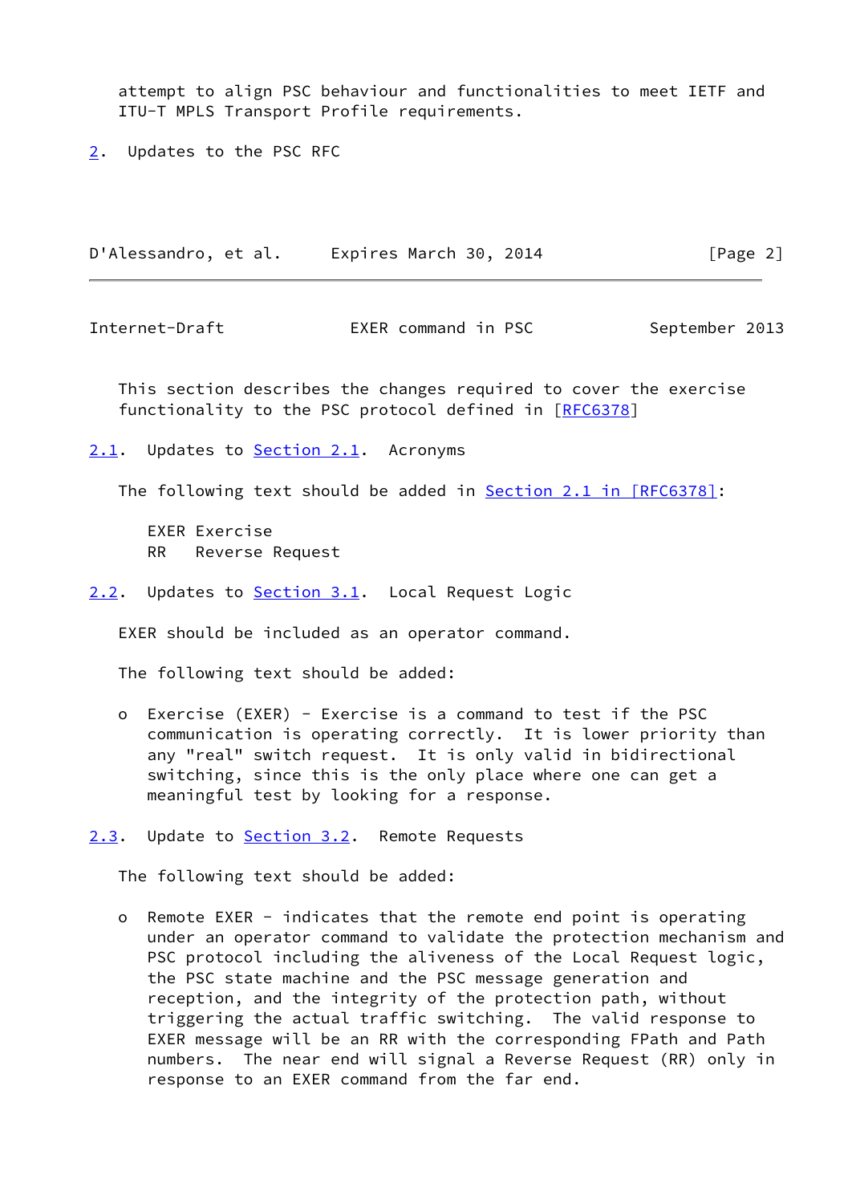attempt to align PSC behaviour and functionalities to meet IETF and ITU-T MPLS Transport Profile requirements.

## 2. Updates to the PSC RFC

This section describes the changes required to cover the exercise functionality to the PSC protocol defined in [RFC6378]

### 2.1. Updates to Section 2.1. Acronyms

The following text should be added in Section 2.1 in [RFC6378]:

EXER Exercise
RR   Reverse Request

### 2.2. Updates to Section 3.1. Local Request Logic

EXER should be included as an operator command.

The following text should be added:

- Exercise (EXER) - Exercise is a command to test if the PSC communication is operating correctly. It is lower priority than any "real" switch request. It is only valid in bidirectional switching, since this is the only place where one can get a meaningful test by looking for a response.

### 2.3. Update to Section 3.2. Remote Requests

The following text should be added:

- Remote EXER - indicates that the remote end point is operating under an operator command to validate the protection mechanism and PSC protocol including the aliveness of the Local Request logic, the PSC state machine and the PSC message generation and reception, and the integrity of the protection path, without triggering the actual traffic switching. The valid response to EXER message will be an RR with the corresponding FPath and Path numbers. The near end will signal a Reverse Request (RR) only in response to an EXER command from the far end.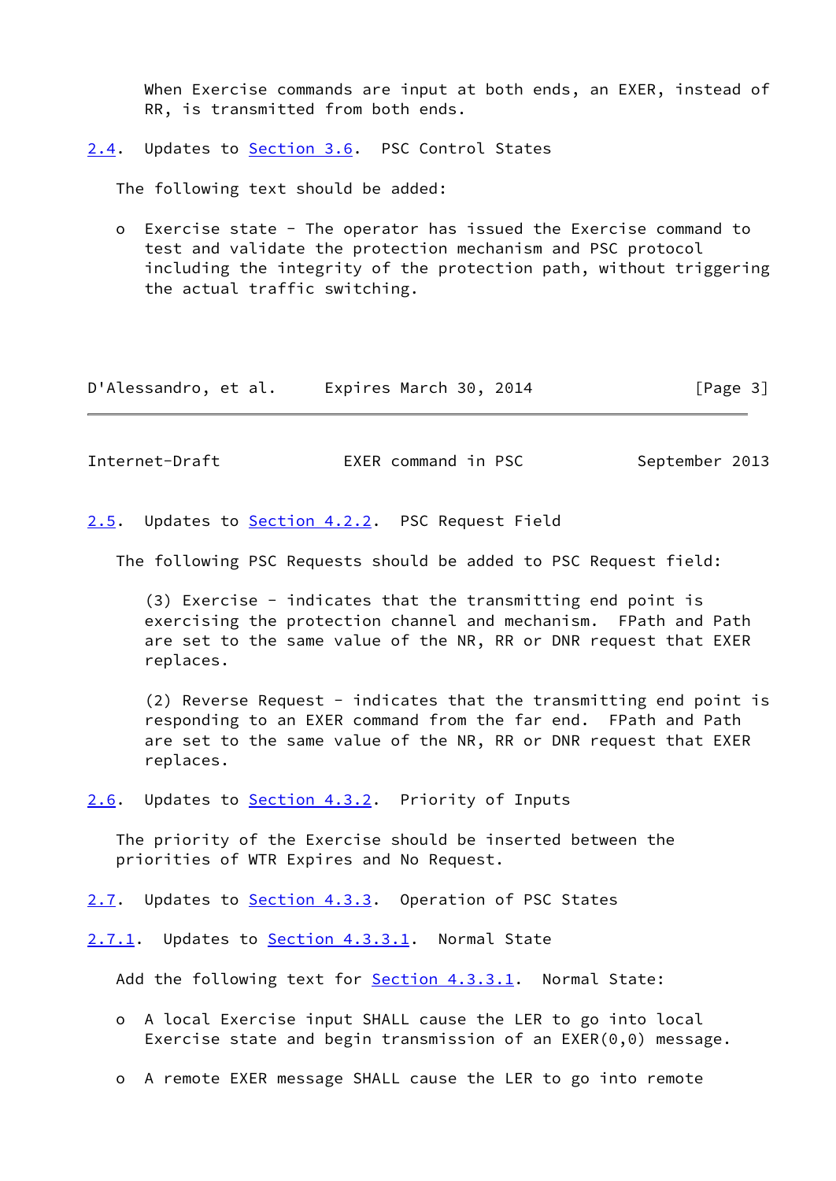When Exercise commands are input at both ends, an EXER, instead of RR, is transmitted from both ends.

### 2.4. Updates to Section 3.6. PSC Control States

The following text should be added:

- Exercise state - The operator has issued the Exercise command to test and validate the protection mechanism and PSC protocol including the integrity of the protection path, without triggering the actual traffic switching.

### 2.5. Updates to Section 4.2.2. PSC Request Field

The following PSC Requests should be added to PSC Request field:

(3) Exercise - indicates that the transmitting end point is exercising the protection channel and mechanism. FPath and Path are set to the same value of the NR, RR or DNR request that EXER replaces.

(2) Reverse Request - indicates that the transmitting end point is responding to an EXER command from the far end. FPath and Path are set to the same value of the NR, RR or DNR request that EXER replaces.

### 2.6. Updates to Section 4.3.2. Priority of Inputs

The priority of the Exercise should be inserted between the priorities of WTR Expires and No Request.

### 2.7. Updates to Section 4.3.3. Operation of PSC States

#### 2.7.1. Updates to Section 4.3.3.1. Normal State

Add the following text for Section 4.3.3.1. Normal State:

- A local Exercise input SHALL cause the LER to go into local Exercise state and begin transmission of an EXER(0,0) message.

- A remote EXER message SHALL cause the LER to go into remote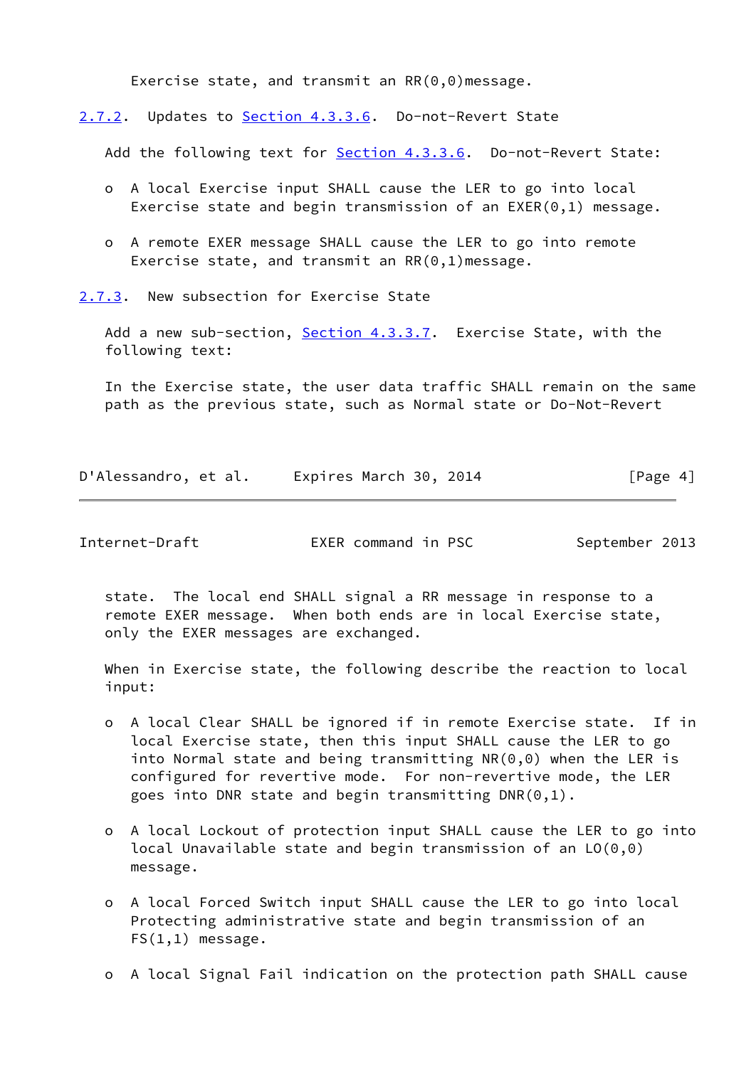Exercise state, and transmit an RR(0,0)message.

### 2.7.2. Updates to Section 4.3.3.6. Do-not-Revert State

Add the following text for Section 4.3.3.6. Do-not-Revert State:

- A local Exercise input SHALL cause the LER to go into local Exercise state and begin transmission of an EXER(0,1) message.

- A remote EXER message SHALL cause the LER to go into remote Exercise state, and transmit an RR(0,1)message.

### 2.7.3. New subsection for Exercise State

Add a new sub-section, Section 4.3.3.7. Exercise State, with the following text:

In the Exercise state, the user data traffic SHALL remain on the same path as the previous state, such as Normal state or Do-Not-Revert state. The local end SHALL signal a RR message in response to a remote EXER message. When both ends are in local Exercise state, only the EXER messages are exchanged.

When in Exercise state, the following describe the reaction to local input:

- A local Clear SHALL be ignored if in remote Exercise state. If in local Exercise state, then this input SHALL cause the LER to go into Normal state and being transmitting NR(0,0) when the LER is configured for revertive mode. For non-revertive mode, the LER goes into DNR state and begin transmitting DNR(0,1).

- A local Lockout of protection input SHALL cause the LER to go into local Unavailable state and begin transmission of an LO(0,0) message.

- A local Forced Switch input SHALL cause the LER to go into local Protecting administrative state and begin transmission of an FS(1,1) message.

- A local Signal Fail indication on the protection path SHALL cause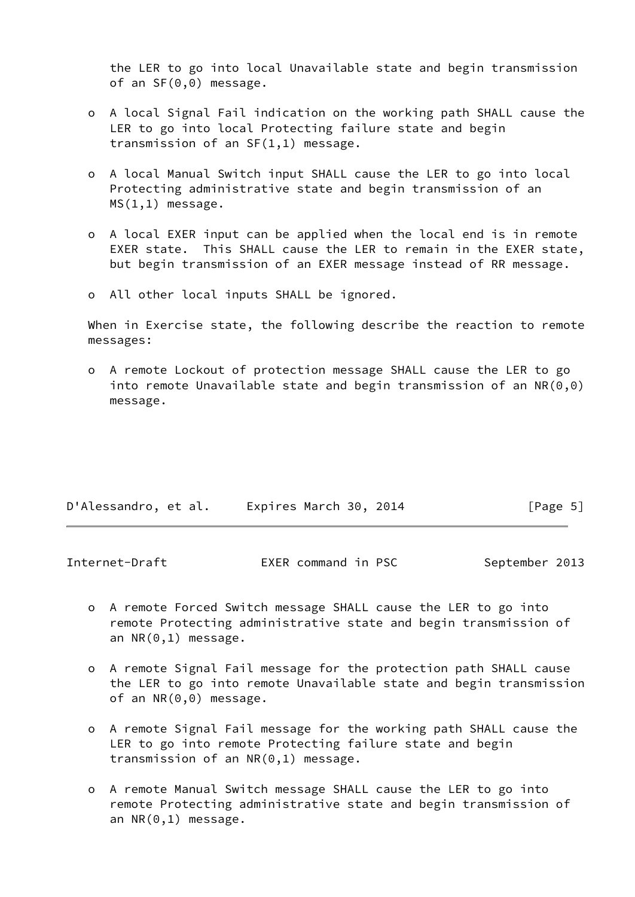the LER to go into local Unavailable state and begin transmission of an SF(0,0) message.

- A local Signal Fail indication on the working path SHALL cause the LER to go into local Protecting failure state and begin transmission of an SF(1,1) message.

- A local Manual Switch input SHALL cause the LER to go into local Protecting administrative state and begin transmission of an MS(1,1) message.

- A local EXER input can be applied when the local end is in remote EXER state. This SHALL cause the LER to remain in the EXER state, but begin transmission of an EXER message instead of RR message.

- All other local inputs SHALL be ignored.

When in Exercise state, the following describe the reaction to remote messages:

- A remote Lockout of protection message SHALL cause the LER to go into remote Unavailable state and begin transmission of an NR(0,0) message.

- A remote Forced Switch message SHALL cause the LER to go into remote Protecting administrative state and begin transmission of an NR(0,1) message.

- A remote Signal Fail message for the protection path SHALL cause the LER to go into remote Unavailable state and begin transmission of an NR(0,0) message.

- A remote Signal Fail message for the working path SHALL cause the LER to go into remote Protecting failure state and begin transmission of an NR(0,1) message.

- A remote Manual Switch message SHALL cause the LER to go into remote Protecting administrative state and begin transmission of an NR(0,1) message.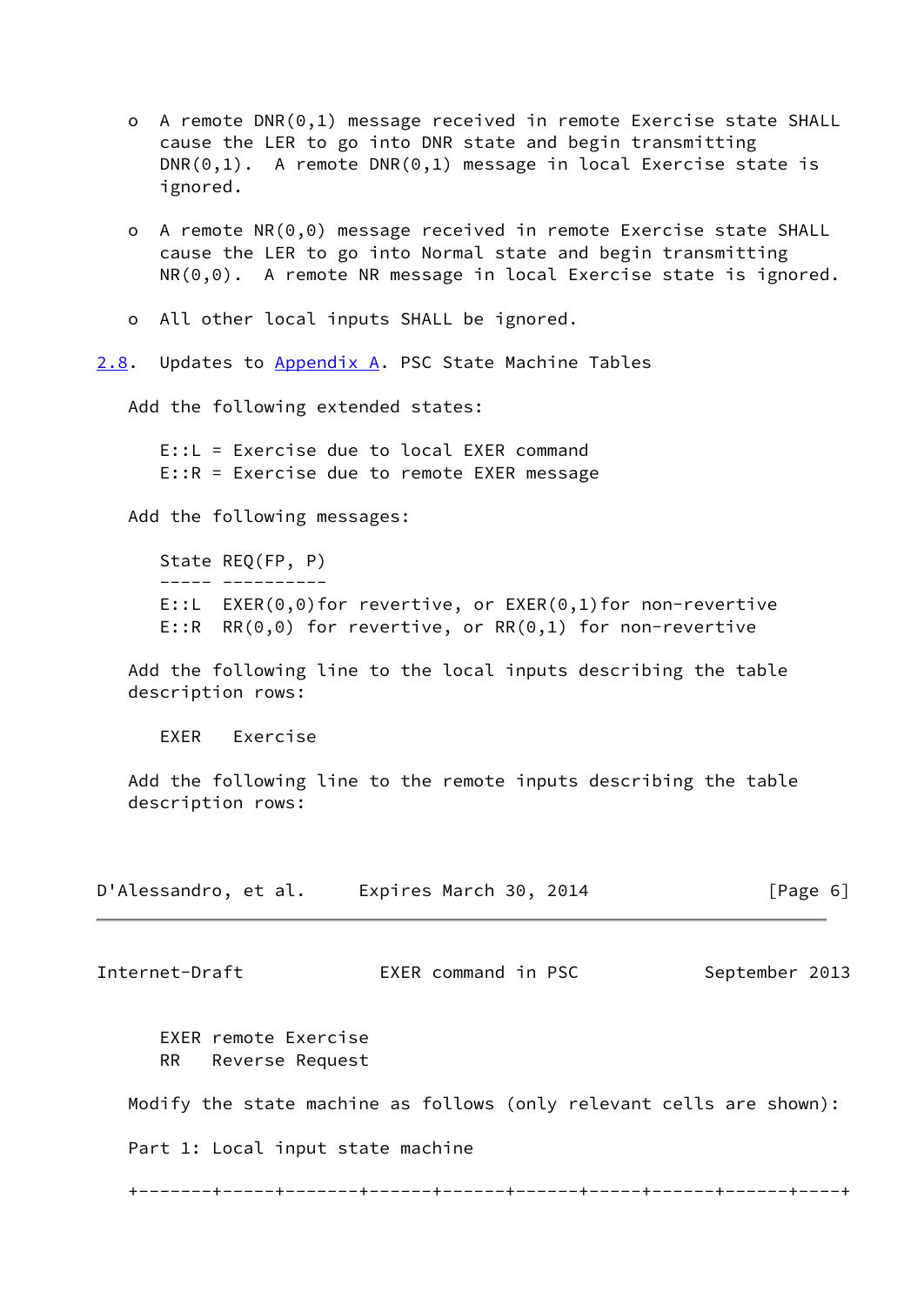- A remote DNR(0,1) message received in remote Exercise state SHALL cause the LER to go into DNR state and begin transmitting DNR(0,1). A remote DNR(0,1) message in local Exercise state is ignored.

- A remote NR(0,0) message received in remote Exercise state SHALL cause the LER to go into Normal state and begin transmitting NR(0,0). A remote NR message in local Exercise state is ignored.

- All other local inputs SHALL be ignored.

## 2.8. Updates to Appendix A. PSC State Machine Tables

Add the following extended states:

```
E::L = Exercise due to local EXER command
E::R = Exercise due to remote EXER message
```

Add the following messages:

```
State REQ(FP, P)
----- ----------
E::L  EXER(0,0)for revertive, or EXER(0,1)for non-revertive
E::R  RR(0,0) for revertive, or RR(0,1) for non-revertive
```

Add the following line to the local inputs describing the table description rows:

```
EXER   Exercise
```

Add the following line to the remote inputs describing the table description rows:

```
EXER remote Exercise
RR   Reverse Request
```

Modify the state machine as follows (only relevant cells are shown):

Part 1: Local input state machine

```
+-------+-----+-------+------+------+------+-----+------+------+----+
```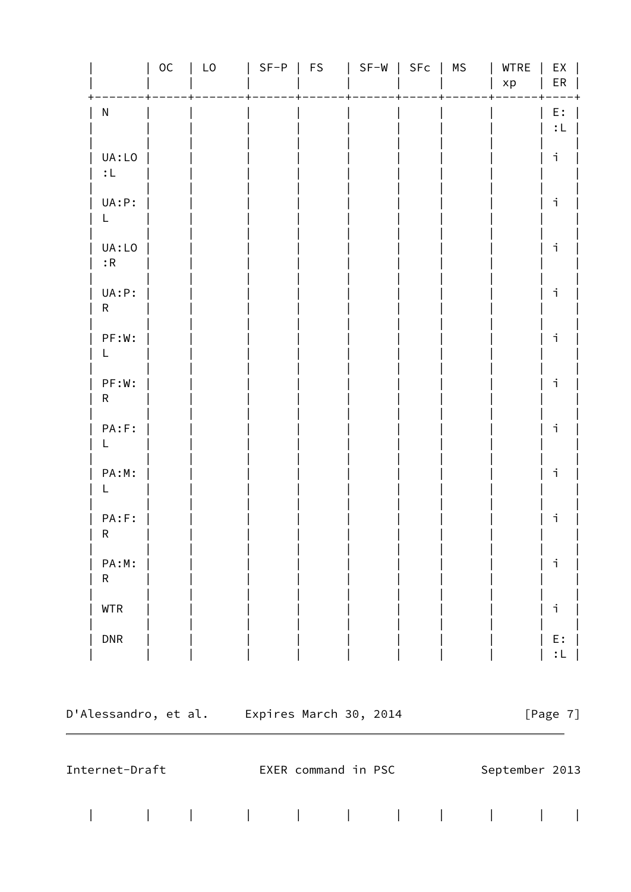| | OC | LO | SF-P | FS | SF-W | SFc | MS | WTRExp | EXER |
|---|---|---|---|---|---|---|---|---|---|
| N | | | | | | | | | E::L |
| UA:LO:L | | | | | | | | | i |
| UA:P:L | | | | | | | | | i |
| UA:LO:R | | | | | | | | | i |
| UA:P:R | | | | | | | | | i |
| PF:W:L | | | | | | | | | i |
| PF:W:R | | | | | | | | | i |
| PA:F:L | | | | | | | | | i |
| PA:M:L | | | | | | | | | i |
| PA:F:R | | | | | | | | | i |
| PA:M:R | | | | | | | | | i |
| WTR | | | | | | | | | i |
| DNR | | | | | | | | | E::L |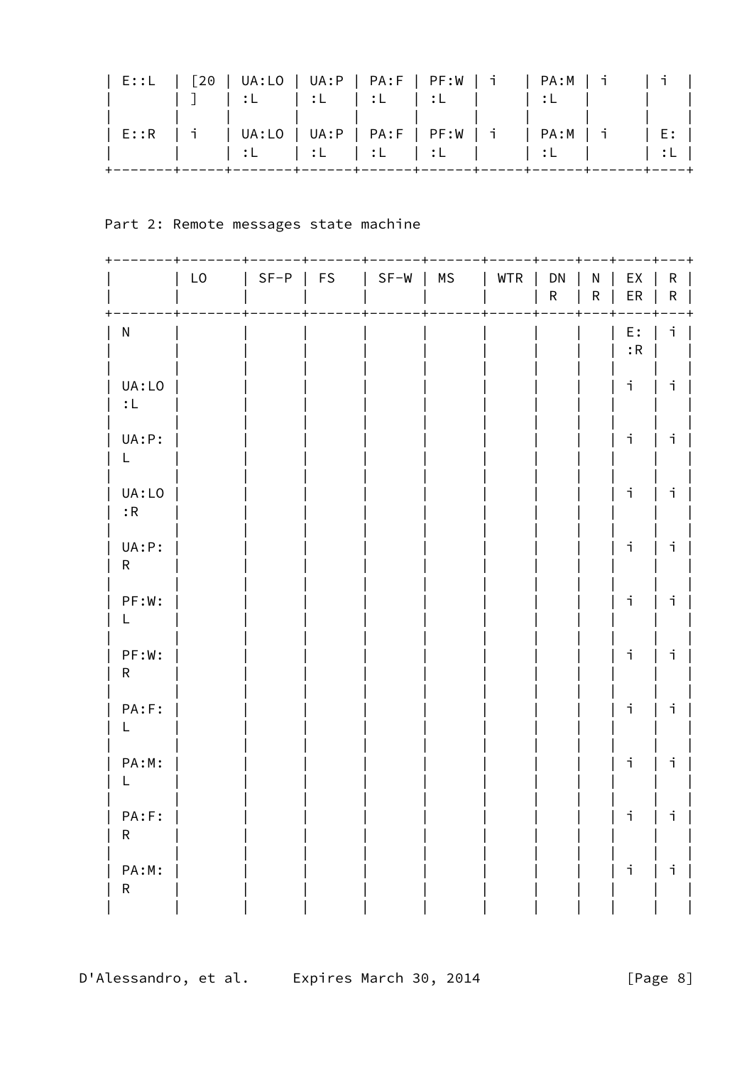| | | | | | | | | | |
|---|---|---|---|---|---|---|---|---|---|
| E::L | [20] | UA:LO:L | UA:P:L | PA:F:L | PF:W:L | i | PA:M:L | i | i |
| E::R | i | UA:LO:L | UA:P:L | PA:F:L | PF:W:L | i | PA:M:L | i | E::L |

Part 2: Remote messages state machine

| | LO | SF-P | FS | SF-W | MS | WTR | DNR | NR | EXER | RR |
|---|---|---|---|---|---|---|---|---|---|---|
| N | | | | | | | | | E::R | i |
| UA:LO:L | | | | | | | | | i | i |
| UA:P:L | | | | | | | | | i | i |
| UA:LO:R | | | | | | | | | i | i |
| UA:P:R | | | | | | | | | i | i |
| PF:W:L | | | | | | | | | i | i |
| PF:W:R | | | | | | | | | i | i |
| PA:F:L | | | | | | | | | i | i |
| PA:M:L | | | | | | | | | i | i |
| PA:F:R | | | | | | | | | i | i |
| PA:M:R | | | | | | | | | i | i |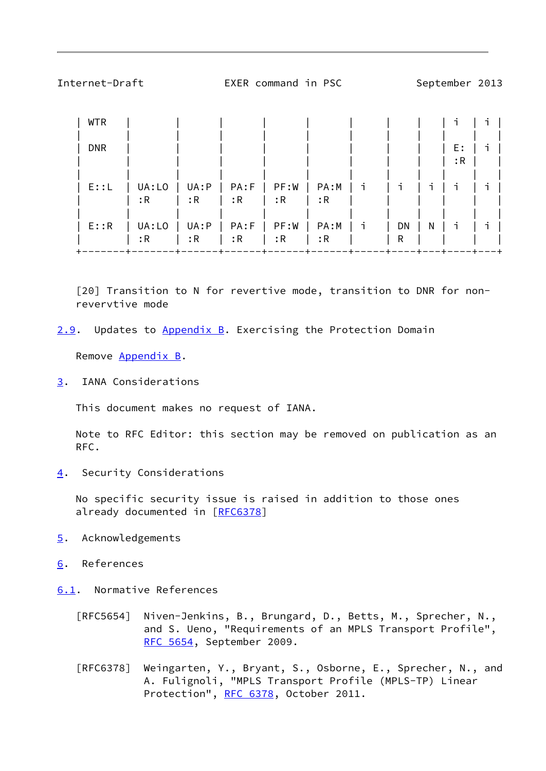| | | | | | | | | | | |
|---|---|---|---|---|---|---|---|---|---|---|
| WTR | | | | | | | | | i | i |
| DNR | | | | | | | | | E::R | i |
| E::L | UA:LO:R | UA:P:R | PA:F:R | PF:W:R | PA:M:R | i | i | i | i | i |
| E::R | UA:LO:R | UA:P:R | PA:F:R | PF:W:R | PA:M:R | i | DNR | N | i | i |

[20] Transition to N for revertive mode, transition to DNR for non-revervtive mode

## 2.9. Updates to Appendix B. Exercising the Protection Domain

Remove Appendix B.

# 3. IANA Considerations

This document makes no request of IANA.

Note to RFC Editor: this section may be removed on publication as an RFC.

# 4. Security Considerations

No specific security issue is raised in addition to those ones already documented in [RFC6378]

# 5. Acknowledgements

# 6. References

## 6.1. Normative References

[RFC5654] Niven-Jenkins, B., Brungard, D., Betts, M., Sprecher, N., and S. Ueno, "Requirements of an MPLS Transport Profile", RFC 5654, September 2009.

[RFC6378] Weingarten, Y., Bryant, S., Osborne, E., Sprecher, N., and A. Fulignoli, "MPLS Transport Profile (MPLS-TP) Linear Protection", RFC 6378, October 2011.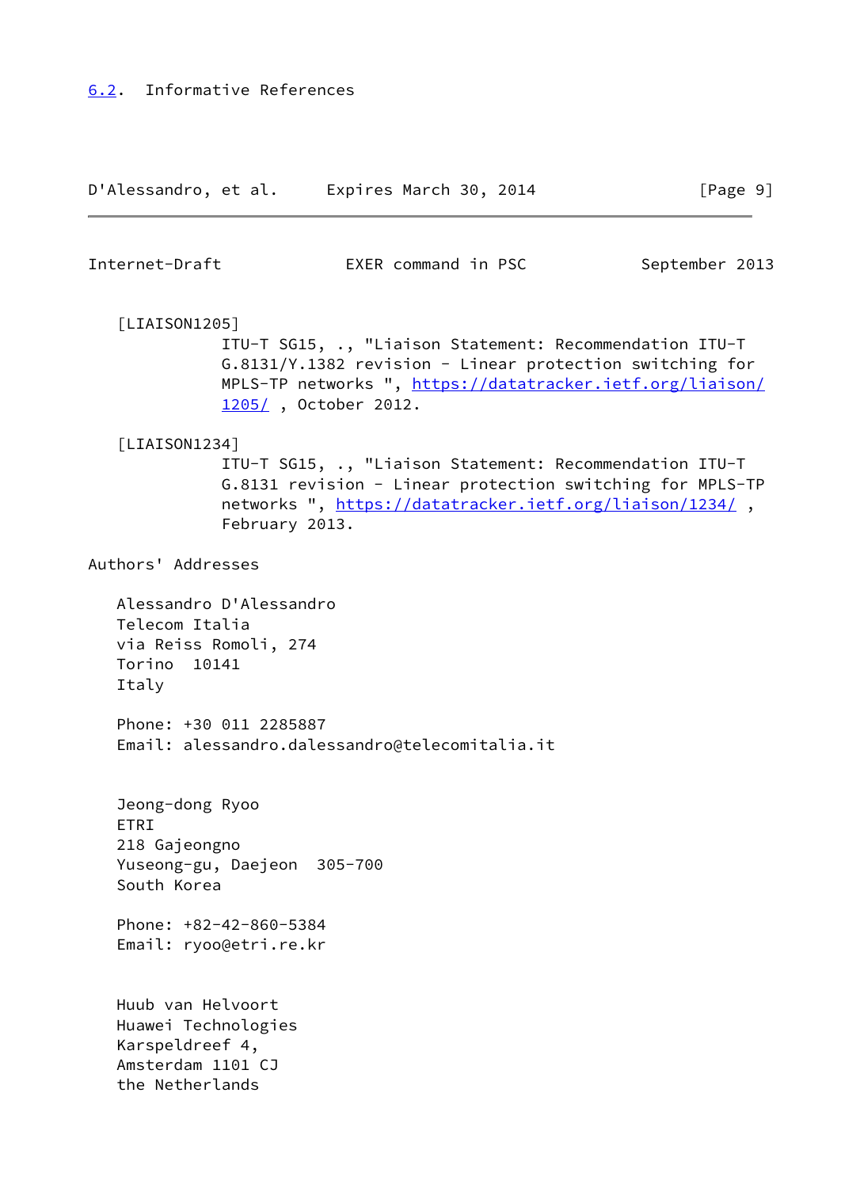## 6.2. Informative References

[LIAISON1205]
ITU-T SG15, ., "Liaison Statement: Recommendation ITU-T G.8131/Y.1382 revision - Linear protection switching for MPLS-TP networks ", https://datatracker.ietf.org/liaison/1205/ , October 2012.

[LIAISON1234]
ITU-T SG15, ., "Liaison Statement: Recommendation ITU-T G.8131 revision - Linear protection switching for MPLS-TP networks ", https://datatracker.ietf.org/liaison/1234/ , February 2013.

## Authors' Addresses

Alessandro D'Alessandro
Telecom Italia
via Reiss Romoli, 274
Torino 10141
Italy

Phone: +30 011 2285887
Email: alessandro.dalessandro@telecomitalia.it

Jeong-dong Ryoo
ETRI
218 Gajeongno
Yuseong-gu, Daejeon 305-700
South Korea

Phone: +82-42-860-5384
Email: ryoo@etri.re.kr

Huub van Helvoort
Huawei Technologies
Karspeldreef 4,
Amsterdam 1101 CJ
the Netherlands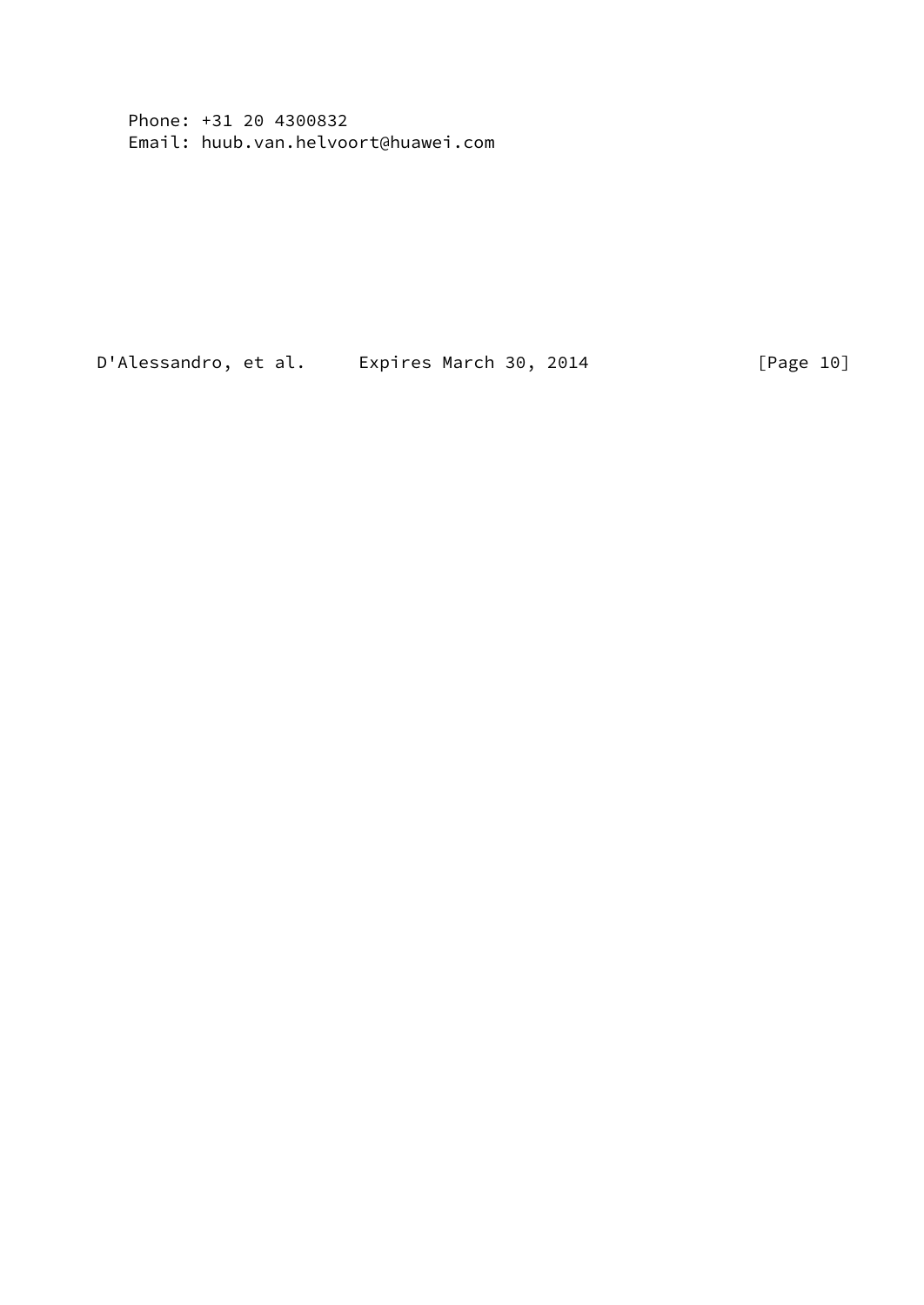Phone: +31 20 4300832
Email: huub.van.helvoort@huawei.com